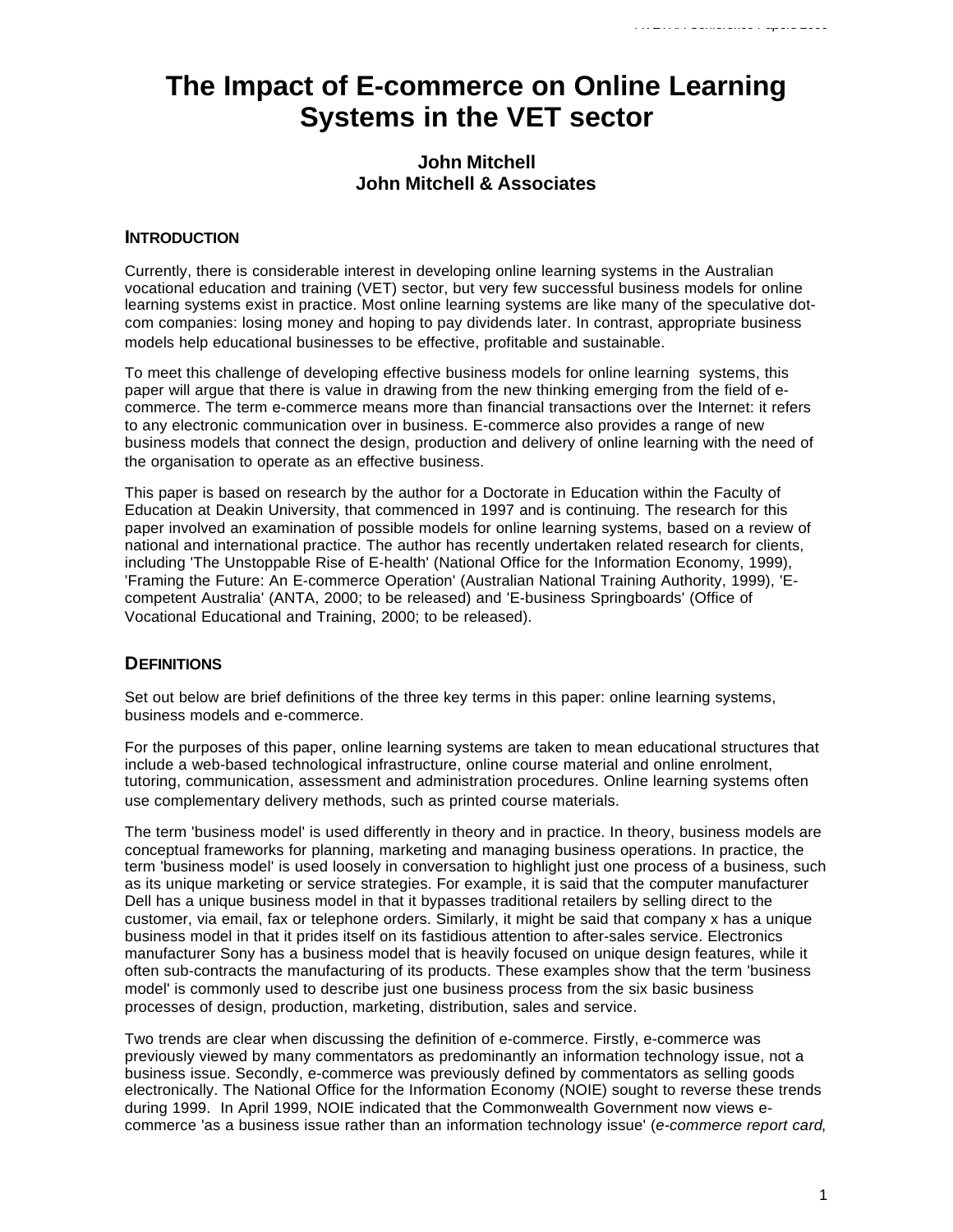# The Impact of E-commerce on Online Learning Systems in the VET sector

**John Mitchell**
**John Mitchell & Associates**

## INTRODUCTION

Currently, there is considerable interest in developing online learning systems in the Australian vocational education and training (VET) sector, but very few successful business models for online learning systems exist in practice. Most online learning systems are like many of the speculative dot-com companies: losing money and hoping to pay dividends later. In contrast, appropriate business models help educational businesses to be effective, profitable and sustainable.

To meet this challenge of developing effective business models for online learning systems, this paper will argue that there is value in drawing from the new thinking emerging from the field of e-commerce. The term e-commerce means more than financial transactions over the Internet: it refers to any electronic communication over in business. E-commerce also provides a range of new business models that connect the design, production and delivery of online learning with the need of the organisation to operate as an effective business.

This paper is based on research by the author for a Doctorate in Education within the Faculty of Education at Deakin University, that commenced in 1997 and is continuing. The research for this paper involved an examination of possible models for online learning systems, based on a review of national and international practice. The author has recently undertaken related research for clients, including 'The Unstoppable Rise of E-health' (National Office for the Information Economy, 1999), 'Framing the Future: An E-commerce Operation' (Australian National Training Authority, 1999), 'E-competent Australia' (ANTA, 2000; to be released) and 'E-business Springboards' (Office of Vocational Educational and Training, 2000; to be released).

## DEFINITIONS

Set out below are brief definitions of the three key terms in this paper: online learning systems, business models and e-commerce.

For the purposes of this paper, online learning systems are taken to mean educational structures that include a web-based technological infrastructure, online course material and online enrolment, tutoring, communication, assessment and administration procedures. Online learning systems often use complementary delivery methods, such as printed course materials.

The term 'business model' is used differently in theory and in practice. In theory, business models are conceptual frameworks for planning, marketing and managing business operations. In practice, the term 'business model' is used loosely in conversation to highlight just one process of a business, such as its unique marketing or service strategies. For example, it is said that the computer manufacturer Dell has a unique business model in that it bypasses traditional retailers by selling direct to the customer, via email, fax or telephone orders. Similarly, it might be said that company x has a unique business model in that it prides itself on its fastidious attention to after-sales service. Electronics manufacturer Sony has a business model that is heavily focused on unique design features, while it often sub-contracts the manufacturing of its products. These examples show that the term 'business model' is commonly used to describe just one business process from the six basic business processes of design, production, marketing, distribution, sales and service.

Two trends are clear when discussing the definition of e-commerce. Firstly, e-commerce was previously viewed by many commentators as predominantly an information technology issue, not a business issue. Secondly, e-commerce was previously defined by commentators as selling goods electronically. The National Office for the Information Economy (NOIE) sought to reverse these trends during 1999. In April 1999, NOIE indicated that the Commonwealth Government now views e-commerce 'as a business issue rather than an information technology issue' (*e-commerce report card*,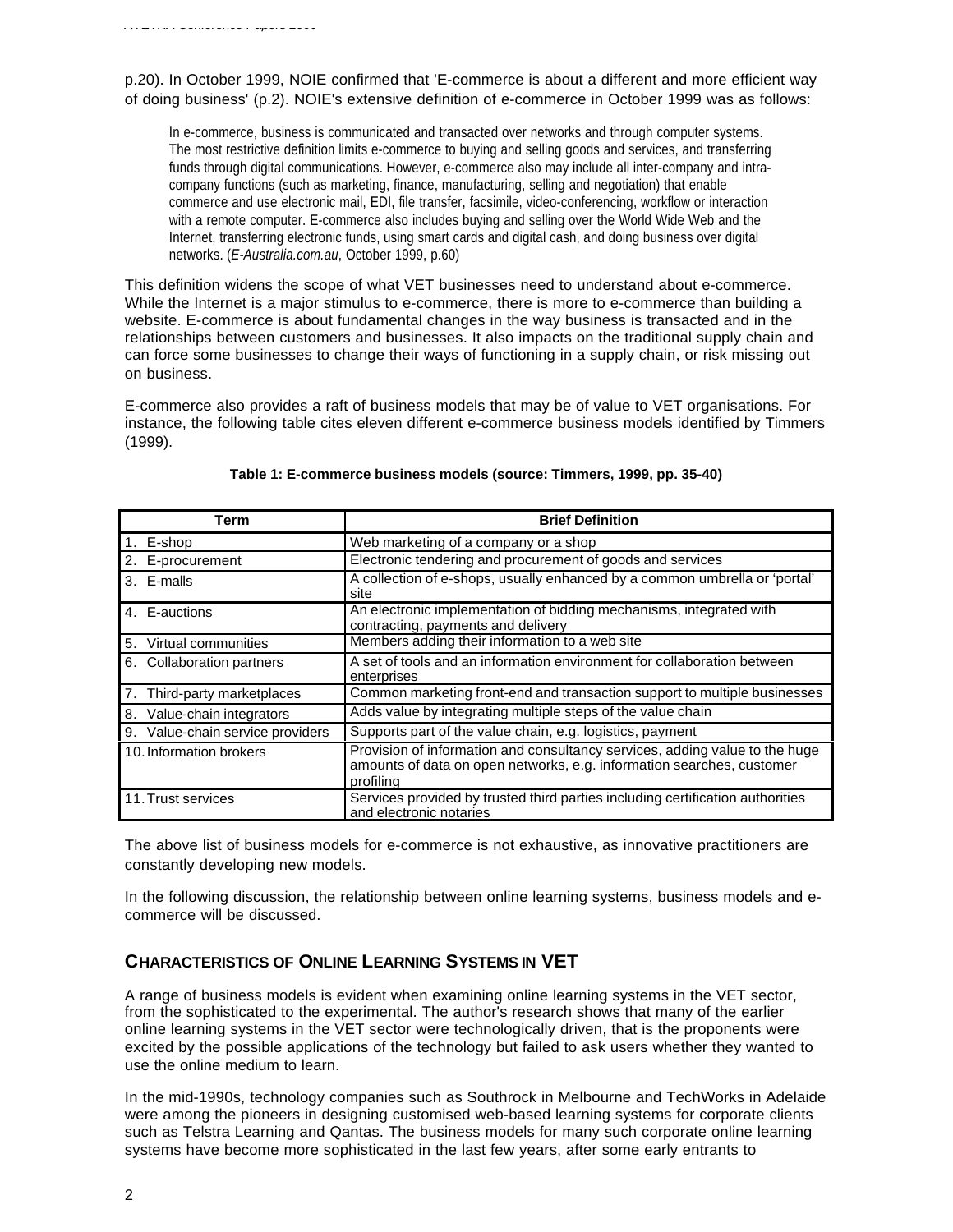p.20). In October 1999, NOIE confirmed that 'E-commerce is about a different and more efficient way of doing business' (p.2). NOIE's extensive definition of e-commerce in October 1999 was as follows:

> In e-commerce, business is communicated and transacted over networks and through computer systems. The most restrictive definition limits e-commerce to buying and selling goods and services, and transferring funds through digital communications. However, e-commerce also may include all inter-company and intra-company functions (such as marketing, finance, manufacturing, selling and negotiation) that enable commerce and use electronic mail, EDI, file transfer, facsimile, video-conferencing, workflow or interaction with a remote computer. E-commerce also includes buying and selling over the World Wide Web and the Internet, transferring electronic funds, using smart cards and digital cash, and doing business over digital networks. (*E-Australia.com.au*, October 1999, p.60)

This definition widens the scope of what VET businesses need to understand about e-commerce. While the Internet is a major stimulus to e-commerce, there is more to e-commerce than building a website. E-commerce is about fundamental changes in the way business is transacted and in the relationships between customers and businesses. It also impacts on the traditional supply chain and can force some businesses to change their ways of functioning in a supply chain, or risk missing out on business.

E-commerce also provides a raft of business models that may be of value to VET organisations. For instance, the following table cites eleven different e-commerce business models identified by Timmers (1999).

**Table 1: E-commerce business models (source: Timmers, 1999, pp. 35-40)**

| Term | Brief Definition |
|---|---|
| 1. E-shop | Web marketing of a company or a shop |
| 2. E-procurement | Electronic tendering and procurement of goods and services |
| 3. E-malls | A collection of e-shops, usually enhanced by a common umbrella or 'portal' site |
| 4. E-auctions | An electronic implementation of bidding mechanisms, integrated with contracting, payments and delivery |
| 5. Virtual communities | Members adding their information to a web site |
| 6. Collaboration partners | A set of tools and an information environment for collaboration between enterprises |
| 7. Third-party marketplaces | Common marketing front-end and transaction support to multiple businesses |
| 8. Value-chain integrators | Adds value by integrating multiple steps of the value chain |
| 9. Value-chain service providers | Supports part of the value chain, e.g. logistics, payment |
| 10. Information brokers | Provision of information and consultancy services, adding value to the huge amounts of data on open networks, e.g. information searches, customer profiling |
| 11. Trust services | Services provided by trusted third parties including certification authorities and electronic notaries |

The above list of business models for e-commerce is not exhaustive, as innovative practitioners are constantly developing new models.

In the following discussion, the relationship between online learning systems, business models and e-commerce will be discussed.

## CHARACTERISTICS OF ONLINE LEARNING SYSTEMS IN VET

A range of business models is evident when examining online learning systems in the VET sector, from the sophisticated to the experimental. The author's research shows that many of the earlier online learning systems in the VET sector were technologically driven, that is the proponents were excited by the possible applications of the technology but failed to ask users whether they wanted to use the online medium to learn.

In the mid-1990s, technology companies such as Southrock in Melbourne and TechWorks in Adelaide were among the pioneers in designing customised web-based learning systems for corporate clients such as Telstra Learning and Qantas. The business models for many such corporate online learning systems have become more sophisticated in the last few years, after some early entrants to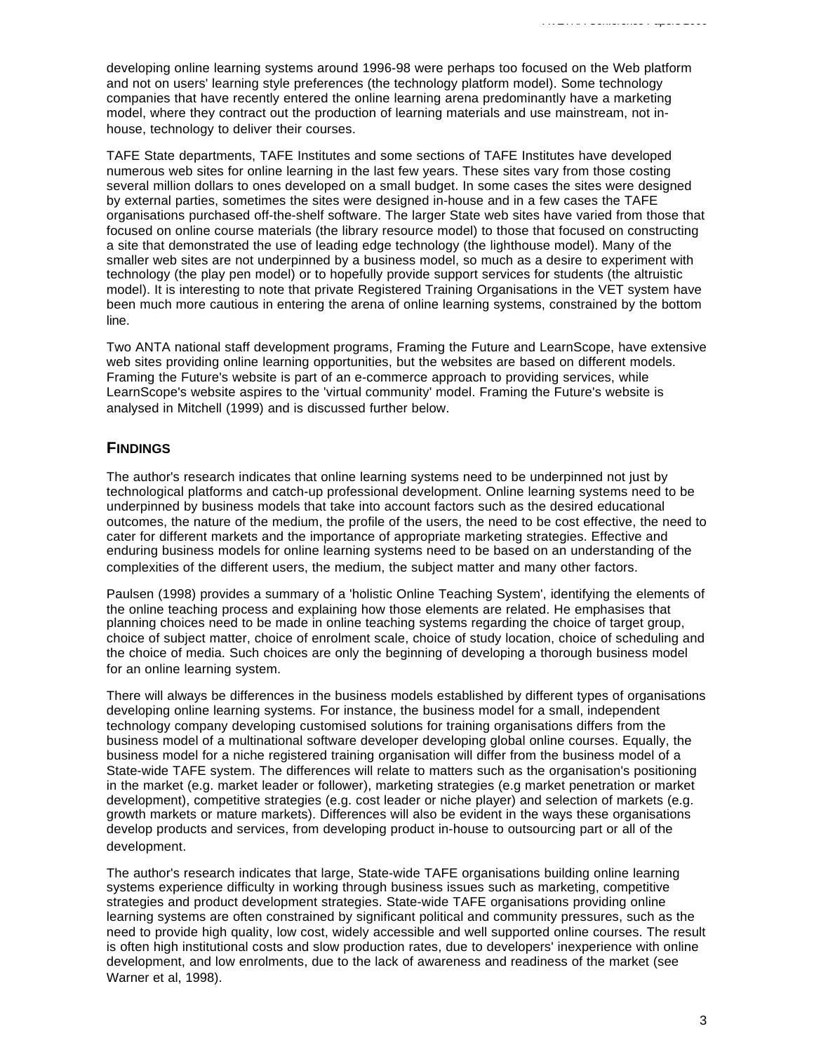developing online learning systems around 1996-98 were perhaps too focused on the Web platform and not on users' learning style preferences (the technology platform model). Some technology companies that have recently entered the online learning arena predominantly have a marketing model, where they contract out the production of learning materials and use mainstream, not in-house, technology to deliver their courses.

TAFE State departments, TAFE Institutes and some sections of TAFE Institutes have developed numerous web sites for online learning in the last few years. These sites vary from those costing several million dollars to ones developed on a small budget. In some cases the sites were designed by external parties, sometimes the sites were designed in-house and in a few cases the TAFE organisations purchased off-the-shelf software. The larger State web sites have varied from those that focused on online course materials (the library resource model) to those that focused on constructing a site that demonstrated the use of leading edge technology (the lighthouse model). Many of the smaller web sites are not underpinned by a business model, so much as a desire to experiment with technology (the play pen model) or to hopefully provide support services for students (the altruistic model). It is interesting to note that private Registered Training Organisations in the VET system have been much more cautious in entering the arena of online learning systems, constrained by the bottom line.

Two ANTA national staff development programs, Framing the Future and LearnScope, have extensive web sites providing online learning opportunities, but the websites are based on different models. Framing the Future's website is part of an e-commerce approach to providing services, while LearnScope's website aspires to the 'virtual community' model. Framing the Future's website is analysed in Mitchell (1999) and is discussed further below.

## FINDINGS

The author's research indicates that online learning systems need to be underpinned not just by technological platforms and catch-up professional development. Online learning systems need to be underpinned by business models that take into account factors such as the desired educational outcomes, the nature of the medium, the profile of the users, the need to be cost effective, the need to cater for different markets and the importance of appropriate marketing strategies. Effective and enduring business models for online learning systems need to be based on an understanding of the complexities of the different users, the medium, the subject matter and many other factors.

Paulsen (1998) provides a summary of a 'holistic Online Teaching System', identifying the elements of the online teaching process and explaining how those elements are related. He emphasises that planning choices need to be made in online teaching systems regarding the choice of target group, choice of subject matter, choice of enrolment scale, choice of study location, choice of scheduling and the choice of media. Such choices are only the beginning of developing a thorough business model for an online learning system.

There will always be differences in the business models established by different types of organisations developing online learning systems. For instance, the business model for a small, independent technology company developing customised solutions for training organisations differs from the business model of a multinational software developer developing global online courses. Equally, the business model for a niche registered training organisation will differ from the business model of a State-wide TAFE system. The differences will relate to matters such as the organisation's positioning in the market (e.g. market leader or follower), marketing strategies (e.g market penetration or market development), competitive strategies (e.g. cost leader or niche player) and selection of markets (e.g. growth markets or mature markets). Differences will also be evident in the ways these organisations develop products and services, from developing product in-house to outsourcing part or all of the development.

The author's research indicates that large, State-wide TAFE organisations building online learning systems experience difficulty in working through business issues such as marketing, competitive strategies and product development strategies. State-wide TAFE organisations providing online learning systems are often constrained by significant political and community pressures, such as the need to provide high quality, low cost, widely accessible and well supported online courses. The result is often high institutional costs and slow production rates, due to developers' inexperience with online development, and low enrolments, due to the lack of awareness and readiness of the market (see Warner et al, 1998).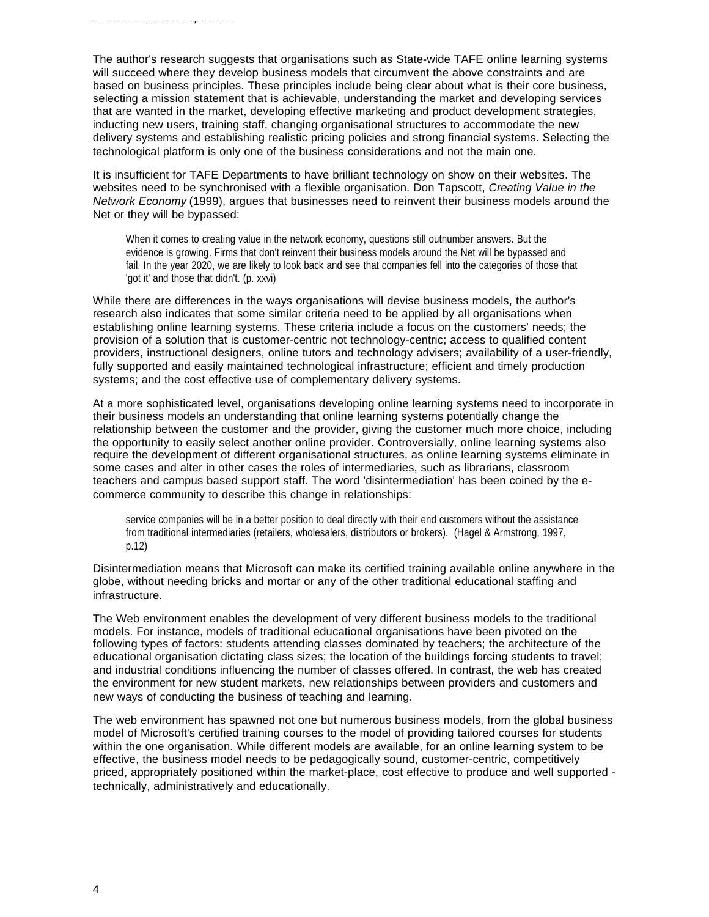The author's research suggests that organisations such as State-wide TAFE online learning systems will succeed where they develop business models that circumvent the above constraints and are based on business principles. These principles include being clear about what is their core business, selecting a mission statement that is achievable, understanding the market and developing services that are wanted in the market, developing effective marketing and product development strategies, inducting new users, training staff, changing organisational structures to accommodate the new delivery systems and establishing realistic pricing policies and strong financial systems. Selecting the technological platform is only one of the business considerations and not the main one.

It is insufficient for TAFE Departments to have brilliant technology on show on their websites. The websites need to be synchronised with a flexible organisation. Don Tapscott, *Creating Value in the Network Economy* (1999), argues that businesses need to reinvent their business models around the Net or they will be bypassed:

> When it comes to creating value in the network economy, questions still outnumber answers. But the evidence is growing. Firms that don't reinvent their business models around the Net will be bypassed and fail. In the year 2020, we are likely to look back and see that companies fell into the categories of those that 'got it' and those that didn't. (p. xxvi)

While there are differences in the ways organisations will devise business models, the author's research also indicates that some similar criteria need to be applied by all organisations when establishing online learning systems. These criteria include a focus on the customers' needs; the provision of a solution that is customer-centric not technology-centric; access to qualified content providers, instructional designers, online tutors and technology advisers; availability of a user-friendly, fully supported and easily maintained technological infrastructure; efficient and timely production systems; and the cost effective use of complementary delivery systems.

At a more sophisticated level, organisations developing online learning systems need to incorporate in their business models an understanding that online learning systems potentially change the relationship between the customer and the provider, giving the customer much more choice, including the opportunity to easily select another online provider. Controversially, online learning systems also require the development of different organisational structures, as online learning systems eliminate in some cases and alter in other cases the roles of intermediaries, such as librarians, classroom teachers and campus based support staff. The word 'disintermediation' has been coined by the e-commerce community to describe this change in relationships:

> service companies will be in a better position to deal directly with their end customers without the assistance from traditional intermediaries (retailers, wholesalers, distributors or brokers). (Hagel & Armstrong, 1997, p.12)

Disintermediation means that Microsoft can make its certified training available online anywhere in the globe, without needing bricks and mortar or any of the other traditional educational staffing and infrastructure.

The Web environment enables the development of very different business models to the traditional models. For instance, models of traditional educational organisations have been pivoted on the following types of factors: students attending classes dominated by teachers; the architecture of the educational organisation dictating class sizes; the location of the buildings forcing students to travel; and industrial conditions influencing the number of classes offered. In contrast, the web has created the environment for new student markets, new relationships between providers and customers and new ways of conducting the business of teaching and learning.

The web environment has spawned not one but numerous business models, from the global business model of Microsoft's certified training courses to the model of providing tailored courses for students within the one organisation. While different models are available, for an online learning system to be effective, the business model needs to be pedagogically sound, customer-centric, competitively priced, appropriately positioned within the market-place, cost effective to produce and well supported - technically, administratively and educationally.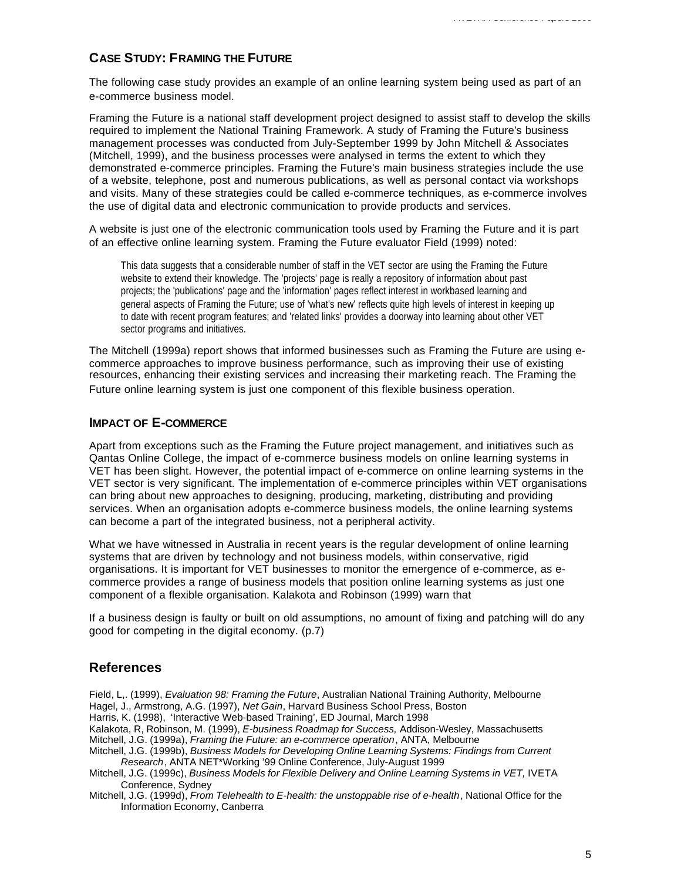## CASE STUDY: FRAMING THE FUTURE

The following case study provides an example of an online learning system being used as part of an e-commerce business model.

Framing the Future is a national staff development project designed to assist staff to develop the skills required to implement the National Training Framework. A study of Framing the Future's business management processes was conducted from July-September 1999 by John Mitchell & Associates (Mitchell, 1999), and the business processes were analysed in terms the extent to which they demonstrated e-commerce principles. Framing the Future's main business strategies include the use of a website, telephone, post and numerous publications, as well as personal contact via workshops and visits. Many of these strategies could be called e-commerce techniques, as e-commerce involves the use of digital data and electronic communication to provide products and services.

A website is just one of the electronic communication tools used by Framing the Future and it is part of an effective online learning system. Framing the Future evaluator Field (1999) noted:

> This data suggests that a considerable number of staff in the VET sector are using the Framing the Future website to extend their knowledge. The 'projects' page is really a repository of information about past projects; the 'publications' page and the 'information' pages reflect interest in workbased learning and general aspects of Framing the Future; use of 'what's new' reflects quite high levels of interest in keeping up to date with recent program features; and 'related links' provides a doorway into learning about other VET sector programs and initiatives.

The Mitchell (1999a) report shows that informed businesses such as Framing the Future are using e-commerce approaches to improve business performance, such as improving their use of existing resources, enhancing their existing services and increasing their marketing reach. The Framing the Future online learning system is just one component of this flexible business operation.

## IMPACT OF E-COMMERCE

Apart from exceptions such as the Framing the Future project management, and initiatives such as Qantas Online College, the impact of e-commerce business models on online learning systems in VET has been slight. However, the potential impact of e-commerce on online learning systems in the VET sector is very significant. The implementation of e-commerce principles within VET organisations can bring about new approaches to designing, producing, marketing, distributing and providing services. When an organisation adopts e-commerce business models, the online learning systems can become a part of the integrated business, not a peripheral activity.

What we have witnessed in Australia in recent years is the regular development of online learning systems that are driven by technology and not business models, within conservative, rigid organisations. It is important for VET businesses to monitor the emergence of e-commerce, as e-commerce provides a range of business models that position online learning systems as just one component of a flexible organisation. Kalakota and Robinson (1999) warn that

If a business design is faulty or built on old assumptions, no amount of fixing and patching will do any good for competing in the digital economy. (p.7)

# References

Field, L,. (1999), *Evaluation 98: Framing the Future*, Australian National Training Authority, Melbourne

Hagel, J., Armstrong, A.G. (1997), *Net Gain*, Harvard Business School Press, Boston

Harris, K. (1998), 'Interactive Web-based Training', ED Journal, March 1998

Kalakota, R, Robinson, M. (1999), *E-business Roadmap for Success,* Addison-Wesley, Massachusetts

Mitchell, J.G. (1999a), *Framing the Future: an e-commerce operation*, ANTA, Melbourne

Mitchell, J.G. (1999b), *Business Models for Developing Online Learning Systems: Findings from Current Research*, ANTA NET*Working '99 Online Conference, July-August 1999

Mitchell, J.G. (1999c), *Business Models for Flexible Delivery and Online Learning Systems in VET,* IVETA Conference, Sydney

Mitchell, J.G. (1999d), *From Telehealth to E-health: the unstoppable rise of e-health*, National Office for the Information Economy, Canberra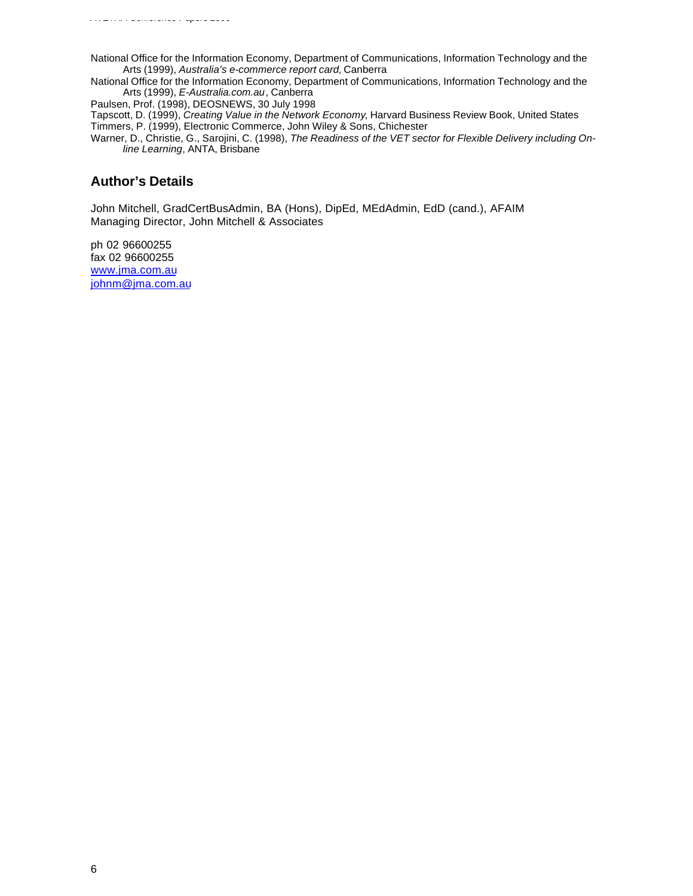National Office for the Information Economy, Department of Communications, Information Technology and the Arts (1999), *Australia's e-commerce report card,* Canberra

National Office for the Information Economy, Department of Communications, Information Technology and the Arts (1999), *E-Australia.com.au*, Canberra

Paulsen, Prof. (1998), DEOSNEWS, 30 July 1998

Tapscott, D. (1999), *Creating Value in the Network Economy*, Harvard Business Review Book, United States

Timmers, P. (1999), Electronic Commerce, John Wiley & Sons, Chichester

Warner, D., Christie, G., Sarojini, C. (1998), *The Readiness of the VET sector for Flexible Delivery including On-line Learning*, ANTA, Brisbane

## Author's Details

John Mitchell, GradCertBusAdmin, BA (Hons), DipEd, MEdAdmin, EdD (cand.), AFAIM
Managing Director, John Mitchell & Associates

ph 02 96600255
fax 02 96600255
www.jma.com.au
johnm@jma.com.au